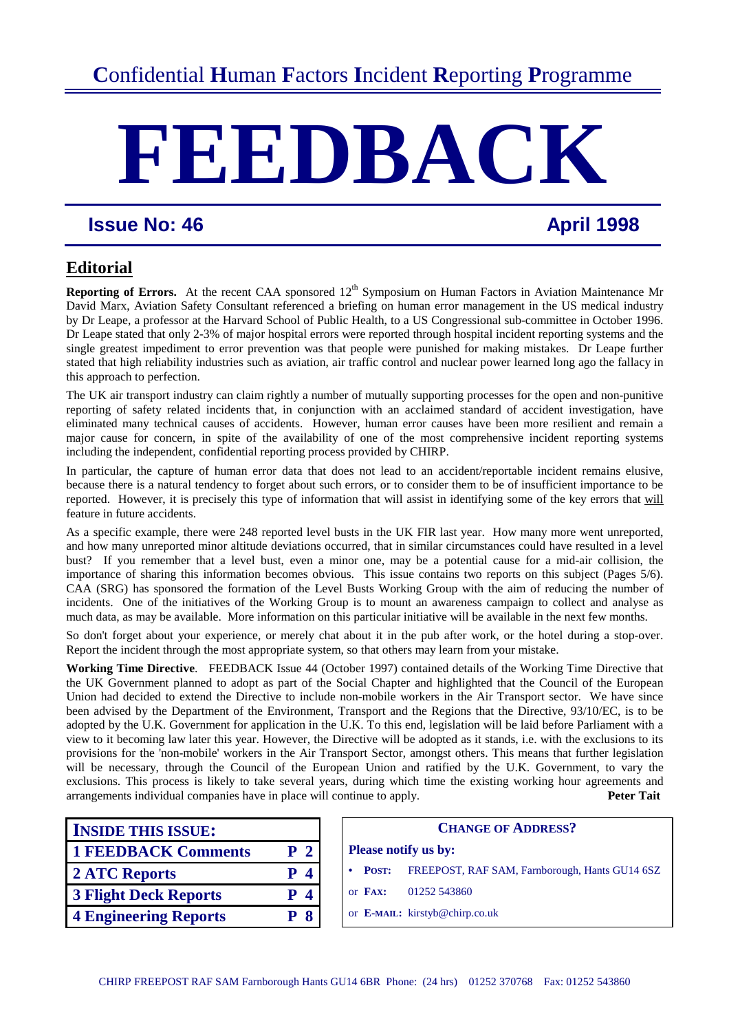# Confidential Human Factors Incident Reporting Programme

# FEEDBACK

**Issue No: 46** **April 1998**

## Editorial

**Reporting of Errors.** At the recent CAA sponsored 12th Symposium on Human Factors in Aviation Maintenance Mr David Marx, Aviation Safety Consultant referenced a briefing on human error management in the US medical industry by Dr Leape, a professor at the Harvard School of Public Health, to a US Congressional sub-committee in October 1996. Dr Leape stated that only 2-3% of major hospital errors were reported through hospital incident reporting systems and the single greatest impediment to error prevention was that people were punished for making mistakes. Dr Leape further stated that high reliability industries such as aviation, air traffic control and nuclear power learned long ago the fallacy in this approach to perfection.

The UK air transport industry can claim rightly a number of mutually supporting processes for the open and non-punitive reporting of safety related incidents that, in conjunction with an acclaimed standard of accident investigation, have eliminated many technical causes of accidents. However, human error causes have been more resilient and remain a major cause for concern, in spite of the availability of one of the most comprehensive incident reporting systems including the independent, confidential reporting process provided by CHIRP.

In particular, the capture of human error data that does not lead to an accident/reportable incident remains elusive, because there is a natural tendency to forget about such errors, or to consider them to be of insufficient importance to be reported. However, it is precisely this type of information that will assist in identifying some of the key errors that will feature in future accidents.

As a specific example, there were 248 reported level busts in the UK FIR last year. How many more went unreported, and how many unreported minor altitude deviations occurred, that in similar circumstances could have resulted in a level bust? If you remember that a level bust, even a minor one, may be a potential cause for a mid-air collision, the importance of sharing this information becomes obvious. This issue contains two reports on this subject (Pages 5/6). CAA (SRG) has sponsored the formation of the Level Busts Working Group with the aim of reducing the number of incidents. One of the initiatives of the Working Group is to mount an awareness campaign to collect and analyse as much data, as may be available. More information on this particular initiative will be available in the next few months.

So don't forget about your experience, or merely chat about it in the pub after work, or the hotel during a stop-over. Report the incident through the most appropriate system, so that others may learn from your mistake.

**Working Time Directive**. FEEDBACK Issue 44 (October 1997) contained details of the Working Time Directive that the UK Government planned to adopt as part of the Social Chapter and highlighted that the Council of the European Union had decided to extend the Directive to include non-mobile workers in the Air Transport sector. We have since been advised by the Department of the Environment, Transport and the Regions that the Directive, 93/10/EC, is to be adopted by the U.K. Government for application in the U.K. To this end, legislation will be laid before Parliament with a view to it becoming law later this year. However, the Directive will be adopted as it stands, i.e. with the exclusions to its provisions for the 'non-mobile' workers in the Air Transport Sector, amongst others. This means that further legislation will be necessary, through the Council of the European Union and ratified by the U.K. Government, to vary the exclusions. This process is likely to take several years, during which time the existing working hour agreements and arrangements individual companies have in place will continue to apply.

**Peter Tait**

| INSIDE THIS ISSUE: | |
|---|---|
| 1 FEEDBACK Comments | P 2 |
| 2 ATC Reports | P 4 |
| 3 Flight Deck Reports | P 4 |
| 4 Engineering Reports | P 8 |

**CHANGE OF ADDRESS?**

**Please notify us by:**

- **POST:** FREEPOST, RAF SAM, Farnborough, Hants GU14 6SZ

or **FAX:** 01252 543860

or **E-MAIL:** kirstyb@chirp.co.uk

CHIRP FREEPOST RAF SAM Farnborough Hants GU14 6BR Phone: (24 hrs) 01252 370768 Fax: 01252 543860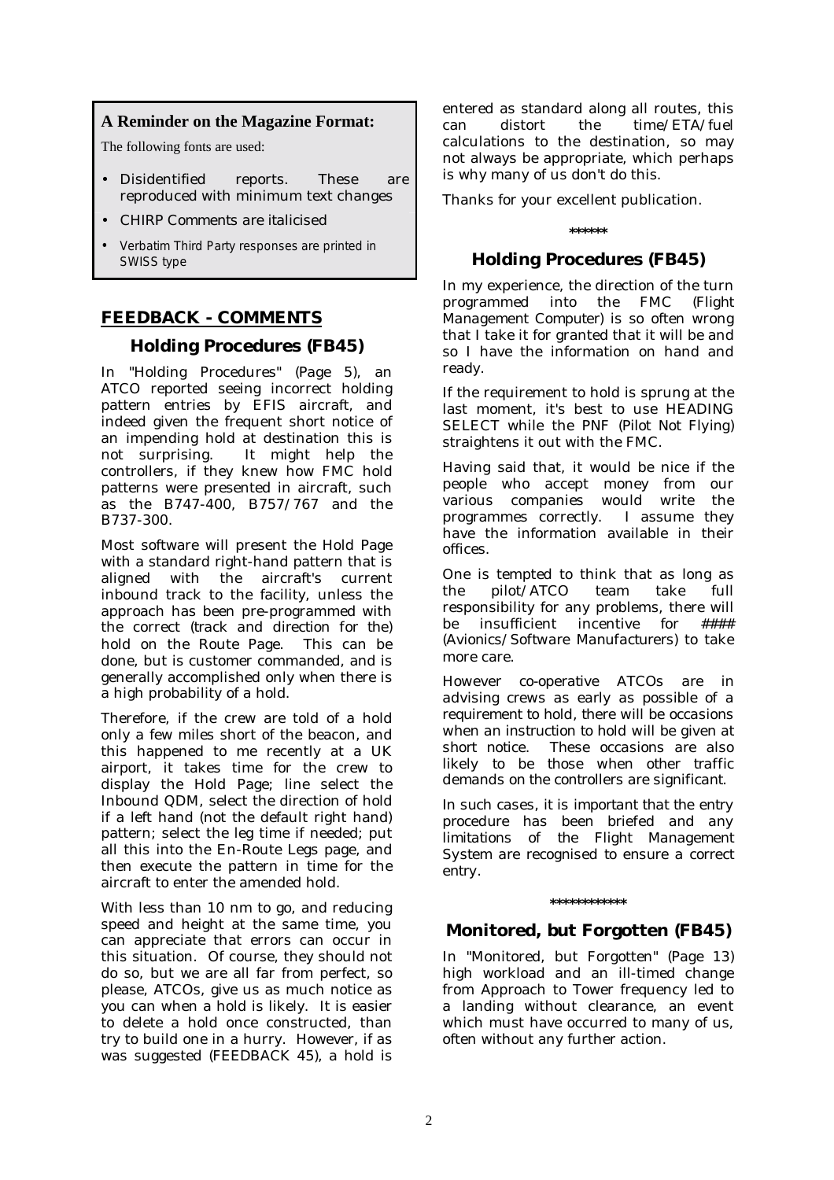**A Reminder on the Magazine Format:**

The following fonts are used:

- Disidentified reports. These are reproduced with minimum text changes
- *CHIRP Comments are italicised*
- Verbatim Third Party responses are printed in SWISS type

## FEEDBACK - COMMENTS

### Holding Procedures (FB45)

In "Holding Procedures" (Page 5), an ATCO reported seeing incorrect holding pattern entries by EFIS aircraft, and indeed given the frequent short notice of an impending hold at destination this is not surprising. It might help the controllers, if they knew how FMC hold patterns were presented in aircraft, such as the B747-400, B757/767 and the B737-300.

Most software will present the Hold Page with a standard right-hand pattern that is aligned with the aircraft's current inbound track to the facility, unless the approach has been pre-programmed with the correct (track and direction for the) hold on the Route Page. This can be done, but is customer commanded, and is generally accomplished only when there is a high probability of a hold.

Therefore, if the crew are told of a hold only a few miles short of the beacon, and this happened to me recently at a UK airport, it takes time for the crew to display the Hold Page; line select the Inbound QDM, select the direction of hold if a left hand (not the default right hand) pattern; select the leg time if needed; put all this into the En-Route Legs page, and then execute the pattern in time for the aircraft to enter the amended hold.

With less than 10 nm to go, and reducing speed and height at the same time, you can appreciate that errors can occur in this situation. Of course, they should not do so, but we are all far from perfect, so please, ATCOs, give us as much notice as you can when a hold is likely. It is easier to delete a hold once constructed, than try to build one in a hurry. However, if as was suggested (FEEDBACK 45), a hold is entered as standard along all routes, this can distort the time/ETA/fuel calculations to the destination, so may not always be appropriate, which perhaps is why many of us don't do this.

Thanks for your excellent publication.

\*\*\*\*\*\*

### Holding Procedures (FB45)

In my experience, the direction of the turn programmed into the FMC (Flight Management Computer) is so often wrong that I take it for granted that it will be and so I have the information on hand and ready.

If the requirement to hold is sprung at the last moment, it's best to use HEADING SELECT while the PNF (Pilot Not Flying) straightens it out with the FMC.

Having said that, it would be nice if the people who accept money from our various companies would write the programmes correctly. I assume they have the information available in their offices.

One is tempted to think that as long as the pilot/ATCO team take full responsibility for any problems, there will be insufficient incentive for #### (Avionics/Software Manufacturers) to take more care.

*However co-operative ATCOs are in advising crews as early as possible of a requirement to hold, there will be occasions when an instruction to hold will be given at short notice. These occasions are also likely to be those when other traffic demands on the controllers are significant.*

*In such cases, it is important that the entry procedure has been briefed and any limitations of the Flight Management System are recognised to ensure a correct entry.*

\*\*\*\*\*\*\*\*\*\*\*\*

### Monitored, but Forgotten (FB45)

In "Monitored, but Forgotten" (Page 13) high workload and an ill-timed change from Approach to Tower frequency led to a landing without clearance, an event which must have occurred to many of us, often without any further action.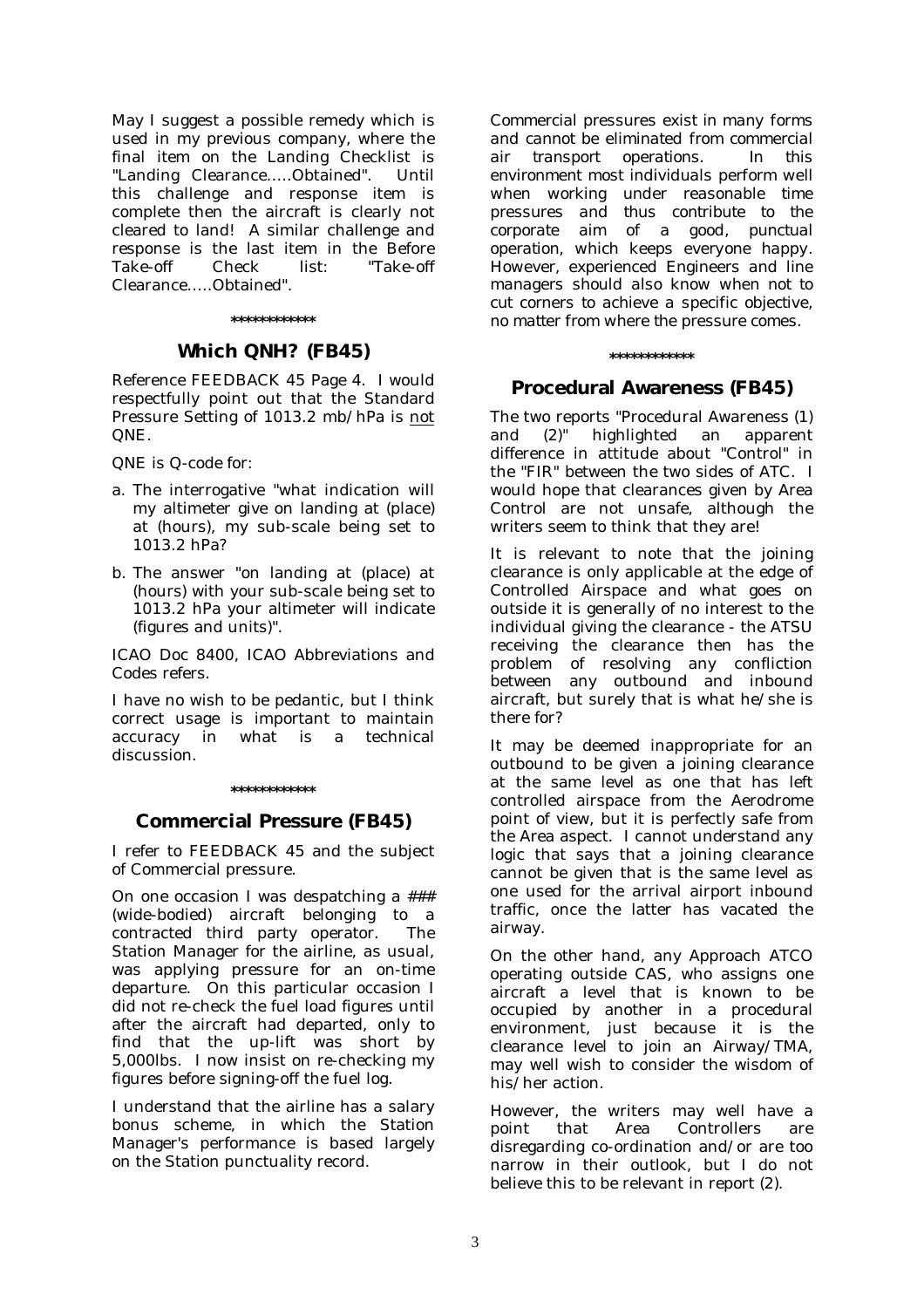May I suggest a possible remedy which is used in my previous company, where the final item on the Landing Checklist is "Landing Clearance.....Obtained". Until this challenge and response item is complete then the aircraft is clearly not cleared to land! A similar challenge and response is the last item in the Before Take-off Check list: "Take-off Clearance.....Obtained".

************

## Which QNH? (FB45)

Reference FEEDBACK 45 Page 4. I would respectfully point out that the Standard Pressure Setting of 1013.2 mb/hPa is not QNE.

QNE is Q-code for:

a. The interrogative "what indication will my altimeter give on landing at (place) at (hours), my sub-scale being set to 1013.2 hPa?

b. The answer "on landing at (place) at (hours) with your sub-scale being set to 1013.2 hPa your altimeter will indicate (figures and units)".

ICAO Doc 8400, ICAO Abbreviations and Codes refers.

I have no wish to be pedantic, but I think correct usage is important to maintain accuracy in what is a technical discussion.

************

## Commercial Pressure (FB45)

I refer to FEEDBACK 45 and the subject of Commercial pressure.

On one occasion I was despatching a ### (wide-bodied) aircraft belonging to a contracted third party operator. The Station Manager for the airline, as usual, was applying pressure for an on-time departure. On this particular occasion I did not re-check the fuel load figures until after the aircraft had departed, only to find that the up-lift was short by 5,000lbs. I now insist on re-checking my figures before signing-off the fuel log.

I understand that the airline has a salary bonus scheme, in which the Station Manager's performance is based largely on the Station punctuality record.

Commercial pressures exist in many forms and cannot be eliminated from commercial air transport operations. In this environment most individuals perform well when working under reasonable time pressures and thus contribute to the corporate aim of a good, punctual operation, which keeps everyone happy. However, experienced Engineers and line managers should also know when not to cut corners to achieve a specific objective, no matter from where the pressure comes.

************

## Procedural Awareness (FB45)

The two reports "Procedural Awareness (1) and (2)" highlighted an apparent difference in attitude about "Control" in the "FIR" between the two sides of ATC. I would hope that clearances given by Area Control are not unsafe, although the writers seem to think that they are!

It is relevant to note that the joining clearance is only applicable at the edge of Controlled Airspace and what goes on outside it is generally of no interest to the individual giving the clearance - the ATSU receiving the clearance then has the problem of resolving any confliction between any outbound and inbound aircraft, but surely that is what he/she is there for?

It may be deemed inappropriate for an outbound to be given a joining clearance at the same level as one that has left controlled airspace from the Aerodrome point of view, but it is perfectly safe from the Area aspect. I cannot understand any logic that says that a joining clearance cannot be given that is the same level as one used for the arrival airport inbound traffic, once the latter has vacated the airway.

On the other hand, any Approach ATCO operating outside CAS, who assigns one aircraft a level that is known to be occupied by another in a procedural environment, just because it is the clearance level to join an Airway/TMA, may well wish to consider the wisdom of his/her action.

However, the writers may well have a point that Area Controllers are disregarding co-ordination and/or are too narrow in their outlook, but I do not believe this to be relevant in report (2).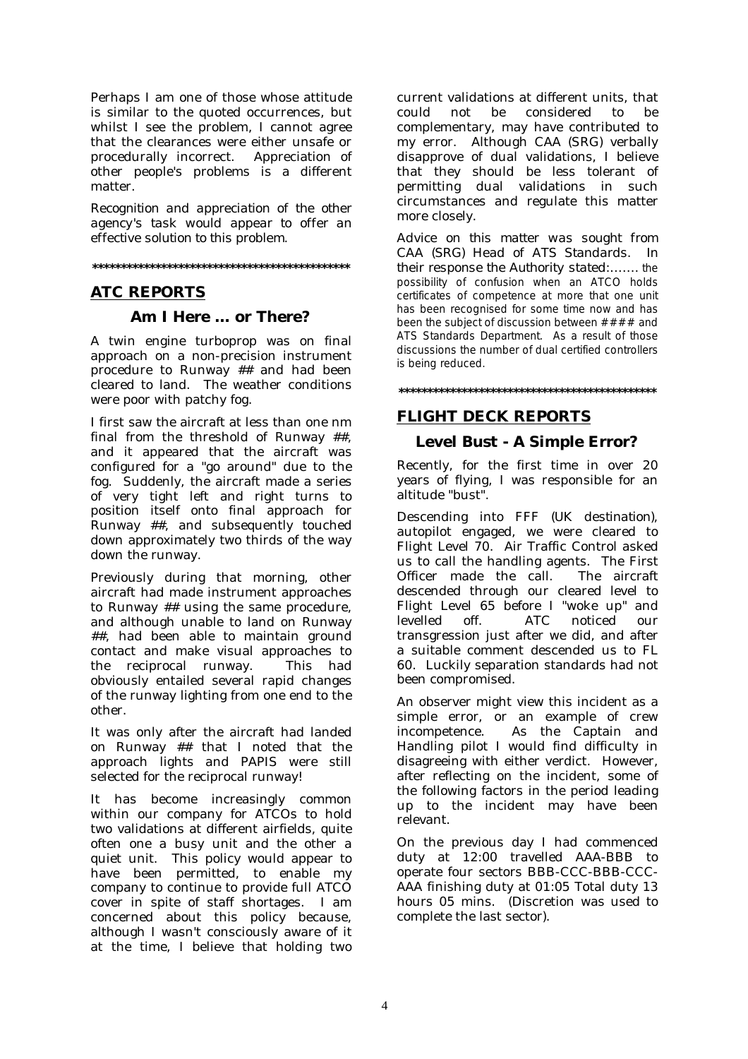Perhaps I am one of those whose attitude is similar to the quoted occurrences, but whilst I see the problem, I cannot agree that the clearances were either unsafe or procedurally incorrect. Appreciation of other people's problems is a different matter.

Recognition and appreciation of the other agency's task would appear to offer an effective solution to this problem.

\*\*\*\*\*\*\*\*\*\*\*\*\*\*\*\*\*\*\*\*\*\*\*\*\*\*\*\*\*\*\*\*\*\*\*\*\*\*\*\*\*\*\*\*\*\*\*

## ATC REPORTS

### Am I Here ... or There?

A twin engine turboprop was on final approach on a non-precision instrument procedure to Runway ## and had been cleared to land. The weather conditions were poor with patchy fog.

I first saw the aircraft at less than one nm final from the threshold of Runway ##, and it appeared that the aircraft was configured for a "go around" due to the fog. Suddenly, the aircraft made a series of very tight left and right turns to position itself onto final approach for Runway ##, and subsequently touched down approximately two thirds of the way down the runway.

Previously during that morning, other aircraft had made instrument approaches to Runway ## using the same procedure, and although unable to land on Runway ##, had been able to maintain ground contact and make visual approaches to the reciprocal runway. This had obviously entailed several rapid changes of the runway lighting from one end to the other.

It was only after the aircraft had landed on Runway ## that I noted that the approach lights and PAPIS were still selected for the reciprocal runway!

It has become increasingly common within our company for ATCOs to hold two validations at different airfields, quite often one a busy unit and the other a quiet unit. This policy would appear to have been permitted, to enable my company to continue to provide full ATCO cover in spite of staff shortages. I am concerned about this policy because, although I wasn't consciously aware of it at the time, I believe that holding two current validations at different units, that could not be considered to be complementary, may have contributed to my error. Although CAA (SRG) verbally disapprove of dual validations, I believe that they should be less tolerant of permitting dual validations in such circumstances and regulate this matter more closely.

Advice on this matter was sought from CAA (SRG) Head of ATS Standards. In their response the Authority stated:……. the possibility of confusion when an ATCO holds certificates of competence at more that one unit has been recognised for some time now and has been the subject of discussion between #### and ATS Standards Department. As a result of those discussions the number of dual certified controllers is being reduced.

\*\*\*\*\*\*\*\*\*\*\*\*\*\*\*\*\*\*\*\*\*\*\*\*\*\*\*\*\*\*\*\*\*\*\*\*\*\*\*\*\*\*\*\*\*\*\*

## FLIGHT DECK REPORTS

### Level Bust - A Simple Error?

Recently, for the first time in over 20 years of flying, I was responsible for an altitude "bust".

Descending into FFF (UK destination), autopilot engaged, we were cleared to Flight Level 70. Air Traffic Control asked us to call the handling agents. The First Officer made the call. The aircraft descended through our cleared level to Flight Level 65 before I "woke up" and levelled off. ATC noticed our transgression just after we did, and after a suitable comment descended us to FL 60. Luckily separation standards had not been compromised.

An observer might view this incident as a simple error, or an example of crew incompetence. As the Captain and Handling pilot I would find difficulty in disagreeing with either verdict. However, after reflecting on the incident, some of the following factors in the period leading up to the incident may have been relevant.

On the previous day I had commenced duty at 12:00 travelled AAA-BBB to operate four sectors BBB-CCC-BBB-CCC-AAA finishing duty at 01:05 Total duty 13 hours 05 mins. (Discretion was used to complete the last sector).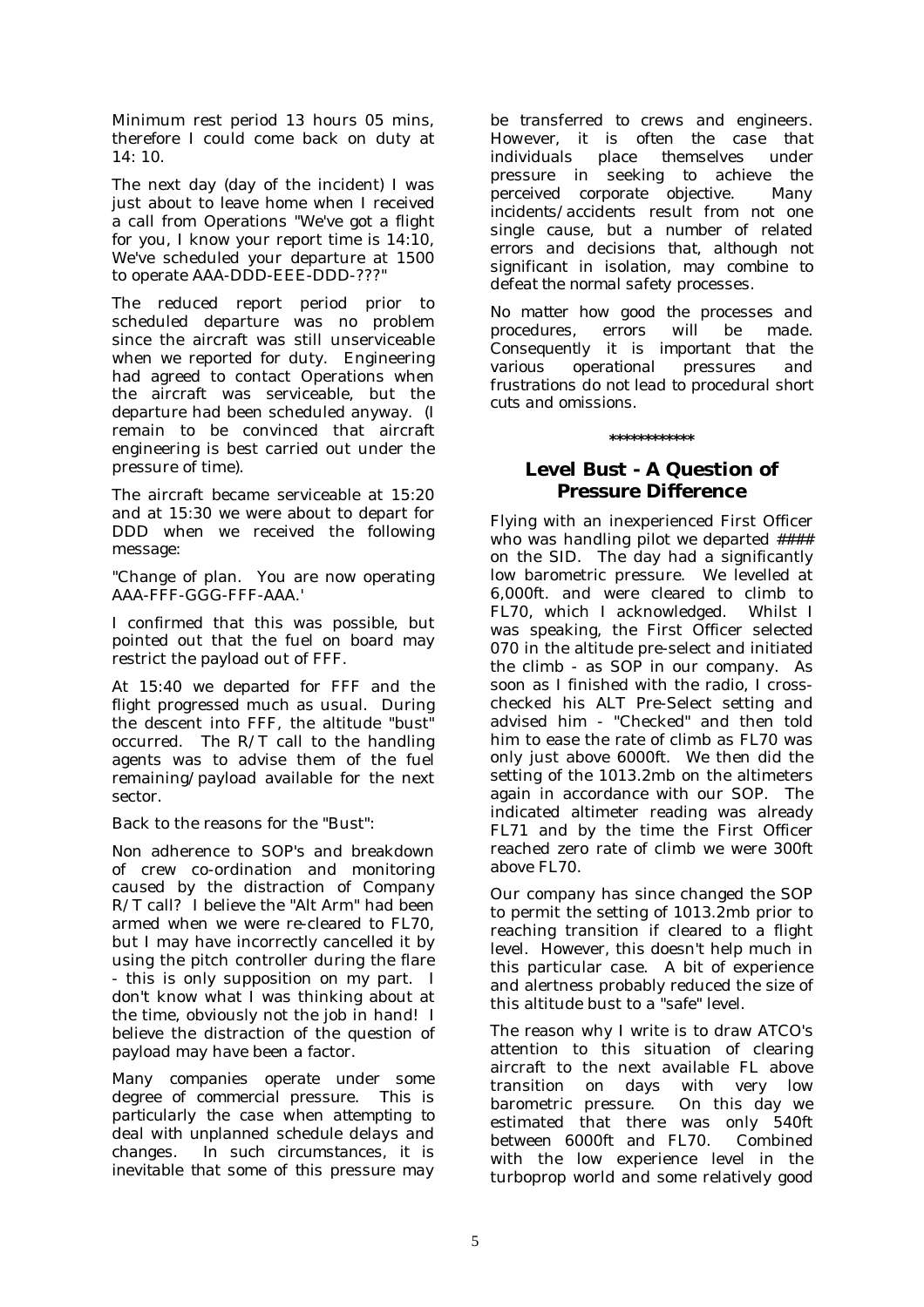Minimum rest period 13 hours 05 mins, therefore I could come back on duty at 14: 10.

The next day (day of the incident) I was just about to leave home when I received a call from Operations "We've got a flight for you, I know your report time is 14:10, We've scheduled your departure at 1500 to operate AAA-DDD-EEE-DDD-???"

The reduced report period prior to scheduled departure was no problem since the aircraft was still unserviceable when we reported for duty. Engineering had agreed to contact Operations when the aircraft was serviceable, but the departure had been scheduled anyway. (I remain to be convinced that aircraft engineering is best carried out under the pressure of time).

The aircraft became serviceable at 15:20 and at 15:30 we were about to depart for DDD when we received the following message:

"Change of plan. You are now operating AAA-FFF-GGG-FFF-AAA.'

I confirmed that this was possible, but pointed out that the fuel on board may restrict the payload out of FFF.

At 15:40 we departed for FFF and the flight progressed much as usual. During the descent into FFF, the altitude "bust" occurred. The R/T call to the handling agents was to advise them of the fuel remaining/payload available for the next sector.

Back to the reasons for the "Bust":

Non adherence to SOP's and breakdown of crew co-ordination and monitoring caused by the distraction of Company R/T call? I believe the "Alt Arm" had been armed when we were re-cleared to FL70, but I may have incorrectly cancelled it by using the pitch controller during the flare - this is only supposition on my part. I don't know what I was thinking about at the time, obviously not the job in hand! I believe the distraction of the question of payload may have been a factor.

Many companies operate under some degree of commercial pressure. This is particularly the case when attempting to deal with unplanned schedule delays and changes. In such circumstances, it is inevitable that some of this pressure may be transferred to crews and engineers. However, it is often the case that individuals place themselves under pressure in seeking to achieve the perceived corporate objective. Many incidents/accidents result from not one single cause, but a number of related errors and decisions that, although not significant in isolation, may combine to defeat the normal safety processes.

No matter how good the processes and procedures, errors will be made. Consequently it is important that the various operational pressures and frustrations do not lead to procedural short cuts and omissions.

************

## Level Bust - A Question of Pressure Difference

Flying with an inexperienced First Officer who was handling pilot we departed #### on the SID. The day had a significantly low barometric pressure. We levelled at 6,000ft. and were cleared to climb to FL70, which I acknowledged. Whilst I was speaking, the First Officer selected 070 in the altitude pre-select and initiated the climb - as SOP in our company. As soon as I finished with the radio, I cross-checked his ALT Pre-Select setting and advised him - "Checked" and then told him to ease the rate of climb as FL70 was only just above 6000ft. We then did the setting of the 1013.2mb on the altimeters again in accordance with our SOP. The indicated altimeter reading was already FL71 and by the time the First Officer reached zero rate of climb we were 300ft above FL70.

Our company has since changed the SOP to permit the setting of 1013.2mb prior to reaching transition if cleared to a flight level. However, this doesn't help much in this particular case. A bit of experience and alertness probably reduced the size of this altitude bust to a "safe" level.

The reason why I write is to draw ATCO's attention to this situation of clearing aircraft to the next available FL above transition on days with very low barometric pressure. On this day we estimated that there was only 540ft between 6000ft and FL70. Combined with the low experience level in the turboprop world and some relatively good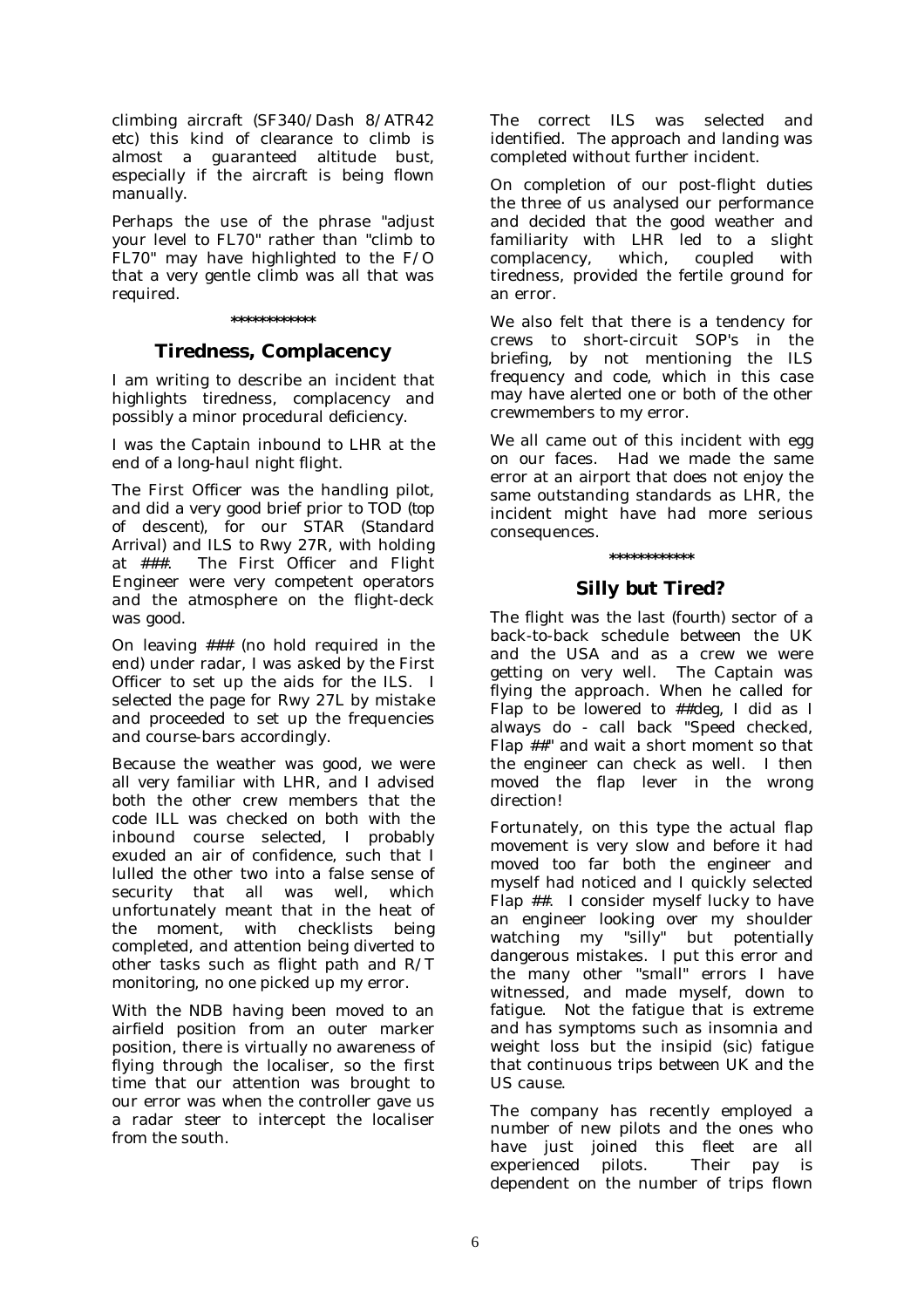climbing aircraft (SF340/Dash 8/ATR42 etc) this kind of clearance to climb is almost a guaranteed altitude bust, especially if the aircraft is being flown manually.

Perhaps the use of the phrase "adjust your level to FL70" rather than "climb to FL70" may have highlighted to the F/O that a very gentle climb was all that was required.

\*\*\*\*\*\*\*\*\*\*\*\*

## Tiredness, Complacency

I am writing to describe an incident that highlights tiredness, complacency and possibly a minor procedural deficiency.

I was the Captain inbound to LHR at the end of a long-haul night flight.

The First Officer was the handling pilot, and did a very good brief prior to TOD (top of descent), for our STAR (Standard Arrival) and ILS to Rwy 27R, with holding at ###. The First Officer and Flight Engineer were very competent operators and the atmosphere on the flight-deck was good.

On leaving ### (no hold required in the end) under radar, I was asked by the First Officer to set up the aids for the ILS. I selected the page for Rwy 27L by mistake and proceeded to set up the frequencies and course-bars accordingly.

Because the weather was good, we were all very familiar with LHR, and I advised both the other crew members that the code ILL was checked on both with the inbound course selected, I probably exuded an air of confidence, such that I lulled the other two into a false sense of security that all was well, which unfortunately meant that in the heat of the moment, with checklists being completed, and attention being diverted to other tasks such as flight path and R/T monitoring, no one picked up my error.

With the NDB having been moved to an airfield position from an outer marker position, there is virtually no awareness of flying through the localiser, so the first time that our attention was brought to our error was when the controller gave us a radar steer to intercept the localiser from the south.

The correct ILS was selected and identified. The approach and landing was completed without further incident.

On completion of our post-flight duties the three of us analysed our performance and decided that the good weather and familiarity with LHR led to a slight complacency, which, coupled with tiredness, provided the fertile ground for an error.

We also felt that there is a tendency for crews to short-circuit SOP's in the briefing, by not mentioning the ILS frequency and code, which in this case may have alerted one or both of the other crewmembers to my error.

We all came out of this incident with egg on our faces. Had we made the same error at an airport that does not enjoy the same outstanding standards as LHR, the incident might have had more serious consequences.

\*\*\*\*\*\*\*\*\*\*\*\*

## Silly but Tired?

The flight was the last (fourth) sector of a back-to-back schedule between the UK and the USA and as a crew we were getting on very well. The Captain was flying the approach. When he called for Flap to be lowered to ##deg, I did as I always do - call back "Speed checked, Flap ##" and wait a short moment so that the engineer can check as well. I then moved the flap lever in the wrong direction!

Fortunately, on this type the actual flap movement is very slow and before it had moved too far both the engineer and myself had noticed and I quickly selected Flap ##. I consider myself lucky to have an engineer looking over my shoulder watching my "silly" but potentially dangerous mistakes. I put this error and the many other "small" errors I have witnessed, and made myself, down to fatigue. Not the fatigue that is extreme and has symptoms such as insomnia and weight loss but the insipid (sic) fatigue that continuous trips between UK and the US cause.

The company has recently employed a number of new pilots and the ones who have just joined this fleet are all experienced pilots. Their pay is dependent on the number of trips flown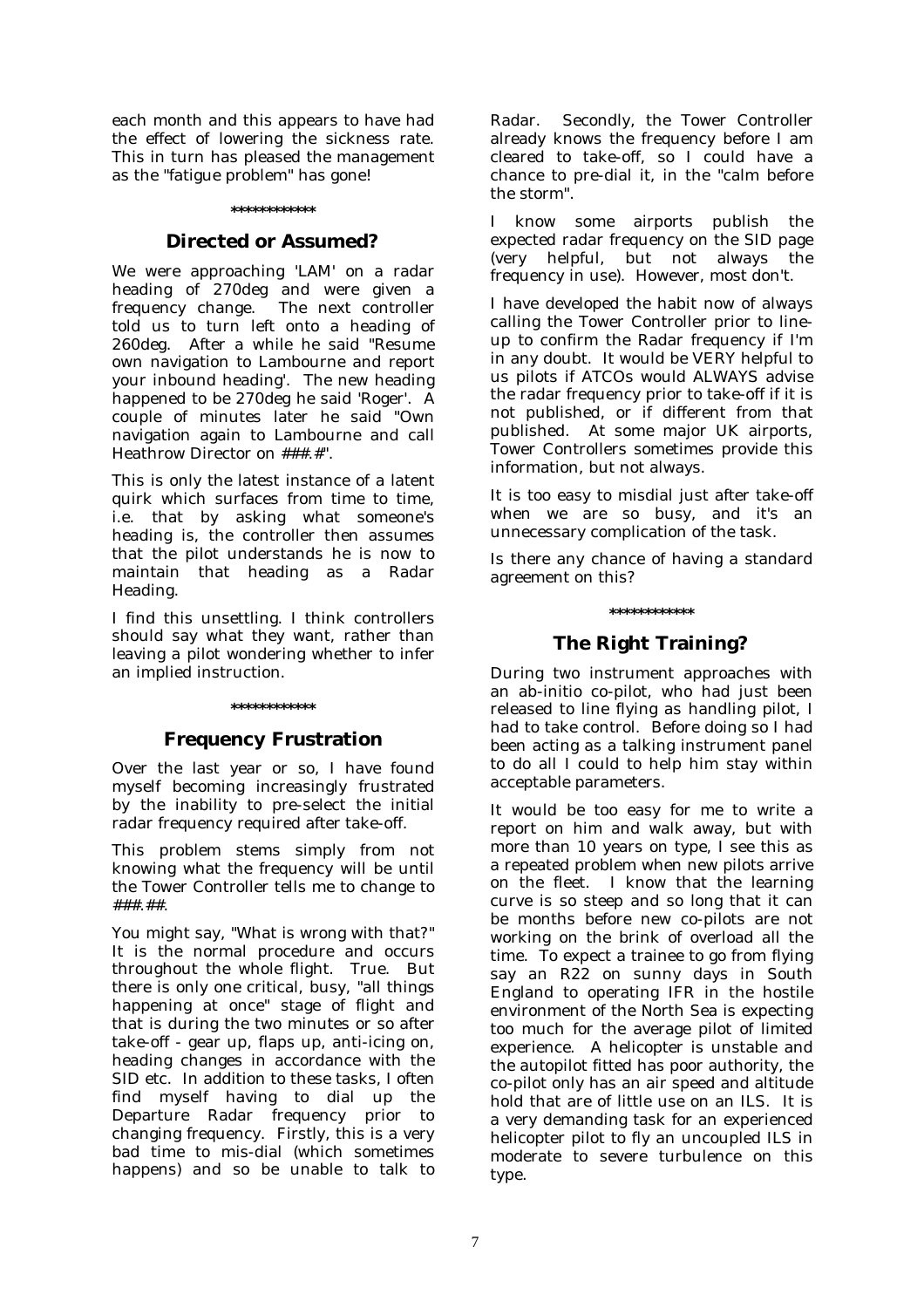each month and this appears to have had the effect of lowering the sickness rate. This in turn has pleased the management as the "fatigue problem" has gone!

************

## Directed or Assumed?

We were approaching 'LAM' on a radar heading of 270deg and were given a frequency change. The next controller told us to turn left onto a heading of 260deg. After a while he said "Resume own navigation to Lambourne and report your inbound heading'. The new heading happened to be 270deg he said 'Roger'. A couple of minutes later he said "Own navigation again to Lambourne and call Heathrow Director on ###.#".

This is only the latest instance of a latent quirk which surfaces from time to time, i.e. that by asking what someone's heading is, the controller then assumes that the pilot understands he is now to maintain that heading as a Radar Heading.

I find this unsettling. I think controllers should say what they want, rather than leaving a pilot wondering whether to infer an implied instruction.

************

## Frequency Frustration

Over the last year or so, I have found myself becoming increasingly frustrated by the inability to pre-select the initial radar frequency required after take-off.

This problem stems simply from not knowing what the frequency will be until the Tower Controller tells me to change to ###.##.

You might say, "What is wrong with that?" It is the normal procedure and occurs throughout the whole flight. True. But there is only one critical, busy, "all things happening at once" stage of flight and that is during the two minutes or so after take-off - gear up, flaps up, anti-icing on, heading changes in accordance with the SID etc. In addition to these tasks, I often find myself having to dial up the Departure Radar frequency prior to changing frequency. Firstly, this is a very bad time to mis-dial (which sometimes happens) and so be unable to talk to Radar. Secondly, the Tower Controller already knows the frequency before I am cleared to take-off, so I could have a chance to pre-dial it, in the "calm before the storm".

I know some airports publish the expected radar frequency on the SID page (very helpful, but not always the frequency in use). However, most don't.

I have developed the habit now of always calling the Tower Controller prior to line-up to confirm the Radar frequency if I'm in any doubt. It would be VERY helpful to us pilots if ATCOs would ALWAYS advise the radar frequency prior to take-off if it is not published, or if different from that published. At some major UK airports, Tower Controllers sometimes provide this information, but not always.

It is too easy to misdial just after take-off when we are so busy, and it's an unnecessary complication of the task.

Is there any chance of having a standard agreement on this?

************

## The Right Training?

During two instrument approaches with an ab-initio co-pilot, who had just been released to line flying as handling pilot, I had to take control. Before doing so I had been acting as a talking instrument panel to do all I could to help him stay within acceptable parameters.

It would be too easy for me to write a report on him and walk away, but with more than 10 years on type, I see this as a repeated problem when new pilots arrive on the fleet. I know that the learning curve is so steep and so long that it can be months before new co-pilots are not working on the brink of overload all the time. To expect a trainee to go from flying say an R22 on sunny days in South England to operating IFR in the hostile environment of the North Sea is expecting too much for the average pilot of limited experience. A helicopter is unstable and the autopilot fitted has poor authority, the co-pilot only has an air speed and altitude hold that are of little use on an ILS. It is a very demanding task for an experienced helicopter pilot to fly an uncoupled ILS in moderate to severe turbulence on this type.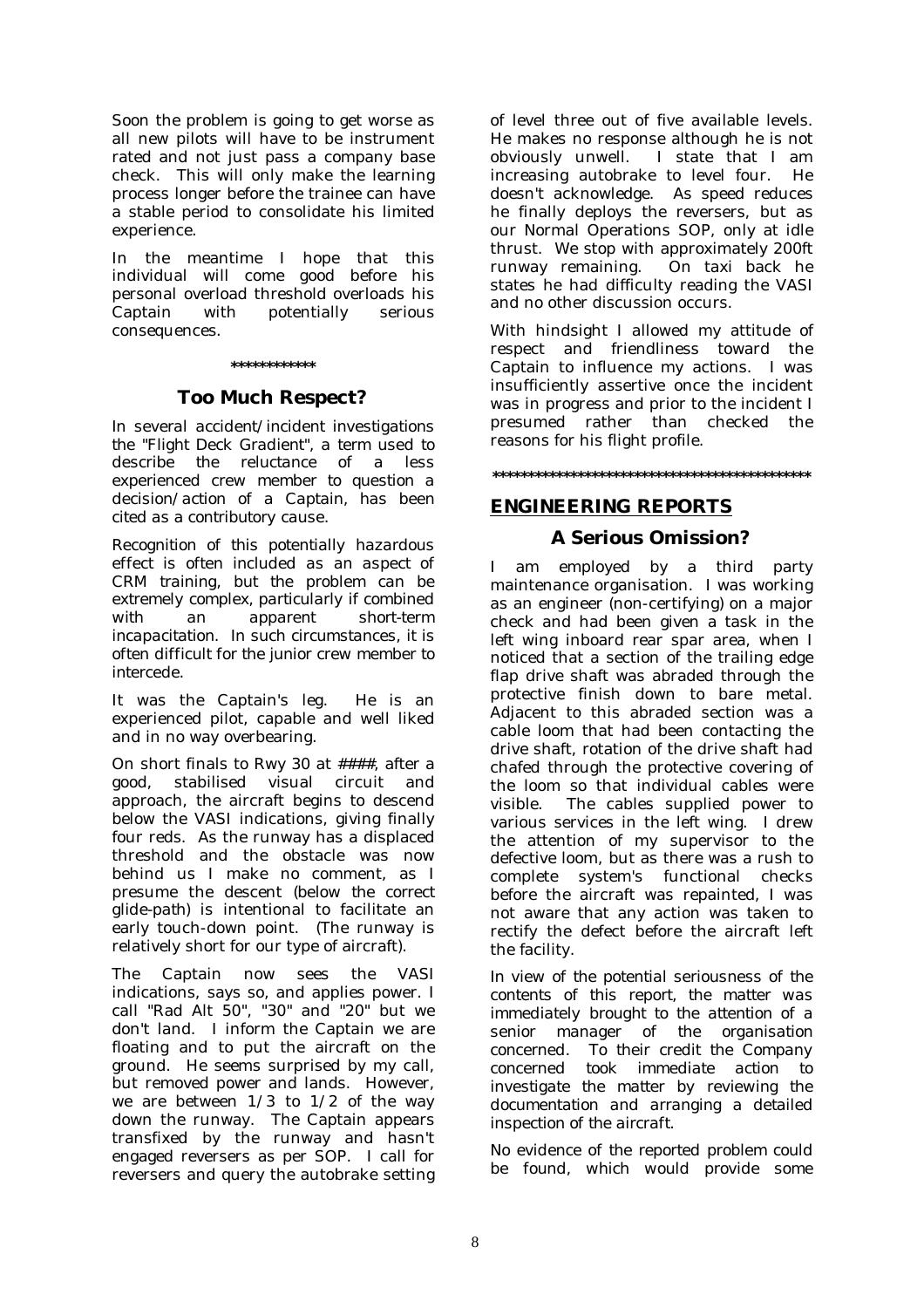Soon the problem is going to get worse as all new pilots will have to be instrument rated and not just pass a company base check. This will only make the learning process longer before the trainee can have a stable period to consolidate his limited experience.

In the meantime I hope that this individual will come good before his personal overload threshold overloads his Captain with potentially serious consequences.

\*\*\*\*\*\*\*\*\*\*\*\*

### Too Much Respect?

In several accident/incident investigations the "Flight Deck Gradient", a term used to describe the reluctance of a less experienced crew member to question a decision/action of a Captain, has been cited as a contributory cause.

Recognition of this potentially hazardous effect is often included as an aspect of CRM training, but the problem can be extremely complex, particularly if combined with an apparent short-term incapacitation. In such circumstances, it is often difficult for the junior crew member to intercede.

It was the Captain's leg. He is an experienced pilot, capable and well liked and in no way overbearing.

On short finals to Rwy 30 at ####, after a good, stabilised visual circuit and approach, the aircraft begins to descend below the VASI indications, giving finally four reds. As the runway has a displaced threshold and the obstacle was now behind us I make no comment, as I presume the descent (below the correct glide-path) is intentional to facilitate an early touch-down point. (The runway is relatively short for our type of aircraft).

The Captain now sees the VASI indications, says so, and applies power. I call "Rad Alt 50", "30" and "20" but we don't land. I inform the Captain we are floating and to put the aircraft on the ground. He seems surprised by my call, but removed power and lands. However, we are between 1/3 to 1/2 of the way down the runway. The Captain appears transfixed by the runway and hasn't engaged reversers as per SOP. I call for reversers and query the autobrake setting of level three out of five available levels. He makes no response although he is not obviously unwell. I state that I am increasing autobrake to level four. He doesn't acknowledge. As speed reduces he finally deploys the reversers, but as our Normal Operations SOP, only at idle thrust. We stop with approximately 200ft runway remaining. On taxi back he states he had difficulty reading the VASI and no other discussion occurs.

With hindsight I allowed my attitude of respect and friendliness toward the Captain to influence my actions. I was insufficiently assertive once the incident was in progress and prior to the incident I presumed rather than checked the reasons for his flight profile.

\*\*\*\*\*\*\*\*\*\*\*\*\*\*\*\*\*\*\*\*\*\*\*\*\*\*\*\*\*\*\*\*\*\*\*\*\*\*\*\*\*\*\*\*\*

## ENGINEERING REPORTS

### A Serious Omission?

I am employed by a third party maintenance organisation. I was working as an engineer (non-certifying) on a major check and had been given a task in the left wing inboard rear spar area, when I noticed that a section of the trailing edge flap drive shaft was abraded through the protective finish down to bare metal. Adjacent to this abraded section was a cable loom that had been contacting the drive shaft, rotation of the drive shaft had chafed through the protective covering of the loom so that individual cables were visible. The cables supplied power to various services in the left wing. I drew the attention of my supervisor to the defective loom, but as there was a rush to complete system's functional checks before the aircraft was repainted, I was not aware that any action was taken to rectify the defect before the aircraft left the facility.

In view of the potential seriousness of the contents of this report, the matter was immediately brought to the attention of a senior manager of the organisation concerned. To their credit the Company concerned took immediate action to investigate the matter by reviewing the documentation and arranging a detailed inspection of the aircraft.

No evidence of the reported problem could be found, which would provide some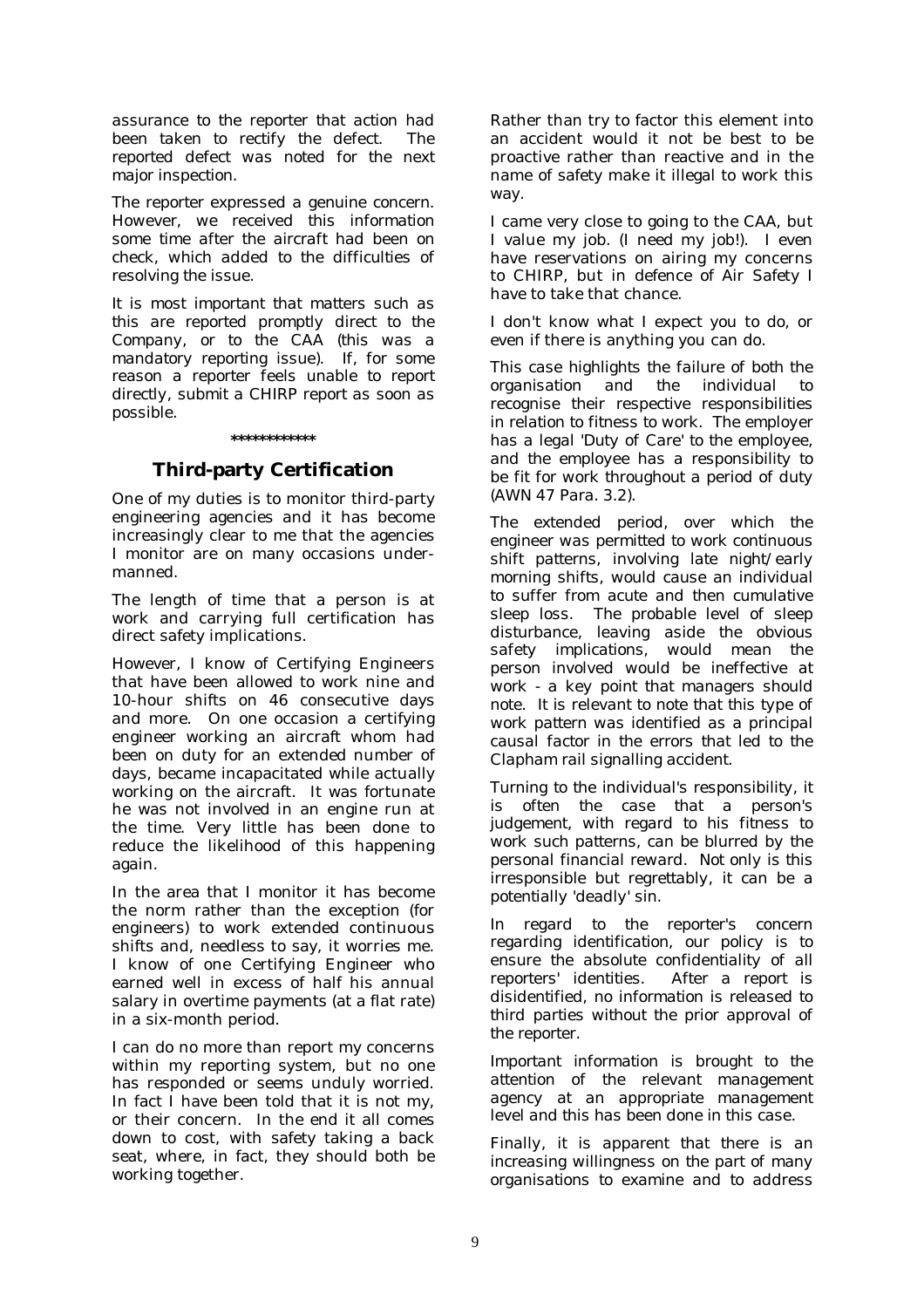assurance to the reporter that action had been taken to rectify the defect. The reported defect was noted for the next major inspection.

The reporter expressed a genuine concern. However, we received this information some time after the aircraft had been on check, which added to the difficulties of resolving the issue.

It is most important that matters such as this are reported promptly direct to the Company, or to the CAA (this was a mandatory reporting issue). If, for some reason a reporter feels unable to report directly, submit a CHIRP report as soon as possible.

************

## Third-party Certification

One of my duties is to monitor third-party engineering agencies and it has become increasingly clear to me that the agencies I monitor are on many occasions under-manned.

The length of time that a person is at work and carrying full certification has direct safety implications.

However, I know of Certifying Engineers that have been allowed to work nine and 10-hour shifts on 46 consecutive days and more. On one occasion a certifying engineer working an aircraft whom had been on duty for an extended number of days, became incapacitated while actually working on the aircraft. It was fortunate he was not involved in an engine run at the time. Very little has been done to reduce the likelihood of this happening again.

In the area that I monitor it has become the norm rather than the exception (for engineers) to work extended continuous shifts and, needless to say, it worries me. I know of one Certifying Engineer who earned well in excess of half his annual salary in overtime payments (at a flat rate) in a six-month period.

I can do no more than report my concerns within my reporting system, but no one has responded or seems unduly worried. In fact I have been told that it is not my, or their concern. In the end it all comes down to cost, with safety taking a back seat, where, in fact, they should both be working together.

Rather than try to factor this element into an accident would it not be best to be proactive rather than reactive and in the name of safety make it illegal to work this way.

I came very close to going to the CAA, but I value my job. (I need my job!). I even have reservations on airing my concerns to CHIRP, but in defence of Air Safety I have to take that chance.

I don't know what I expect you to do, or even if there is anything you can do.

This case highlights the failure of both the organisation and the individual to recognise their respective responsibilities in relation to fitness to work. The employer has a legal 'Duty of Care' to the employee, and the employee has a responsibility to be fit for work throughout a period of duty (AWN 47 Para. 3.2).

The extended period, over which the engineer was permitted to work continuous shift patterns, involving late night/early morning shifts, would cause an individual to suffer from acute and then cumulative sleep loss. The probable level of sleep disturbance, leaving aside the obvious safety implications, would mean the person involved would be ineffective at work - a key point that managers should note. It is relevant to note that this type of work pattern was identified as a principal causal factor in the errors that led to the Clapham rail signalling accident.

Turning to the individual's responsibility, it is often the case that a person's judgement, with regard to his fitness to work such patterns, can be blurred by the personal financial reward. Not only is this irresponsible but regrettably, it can be a potentially 'deadly' sin.

In regard to the reporter's concern regarding identification, our policy is to ensure the absolute confidentiality of all reporters' identities. After a report is disidentified, no information is released to third parties without the prior approval of the reporter.

Important information is brought to the attention of the relevant management agency at an appropriate management level and this has been done in this case.

Finally, it is apparent that there is an increasing willingness on the part of many organisations to examine and to address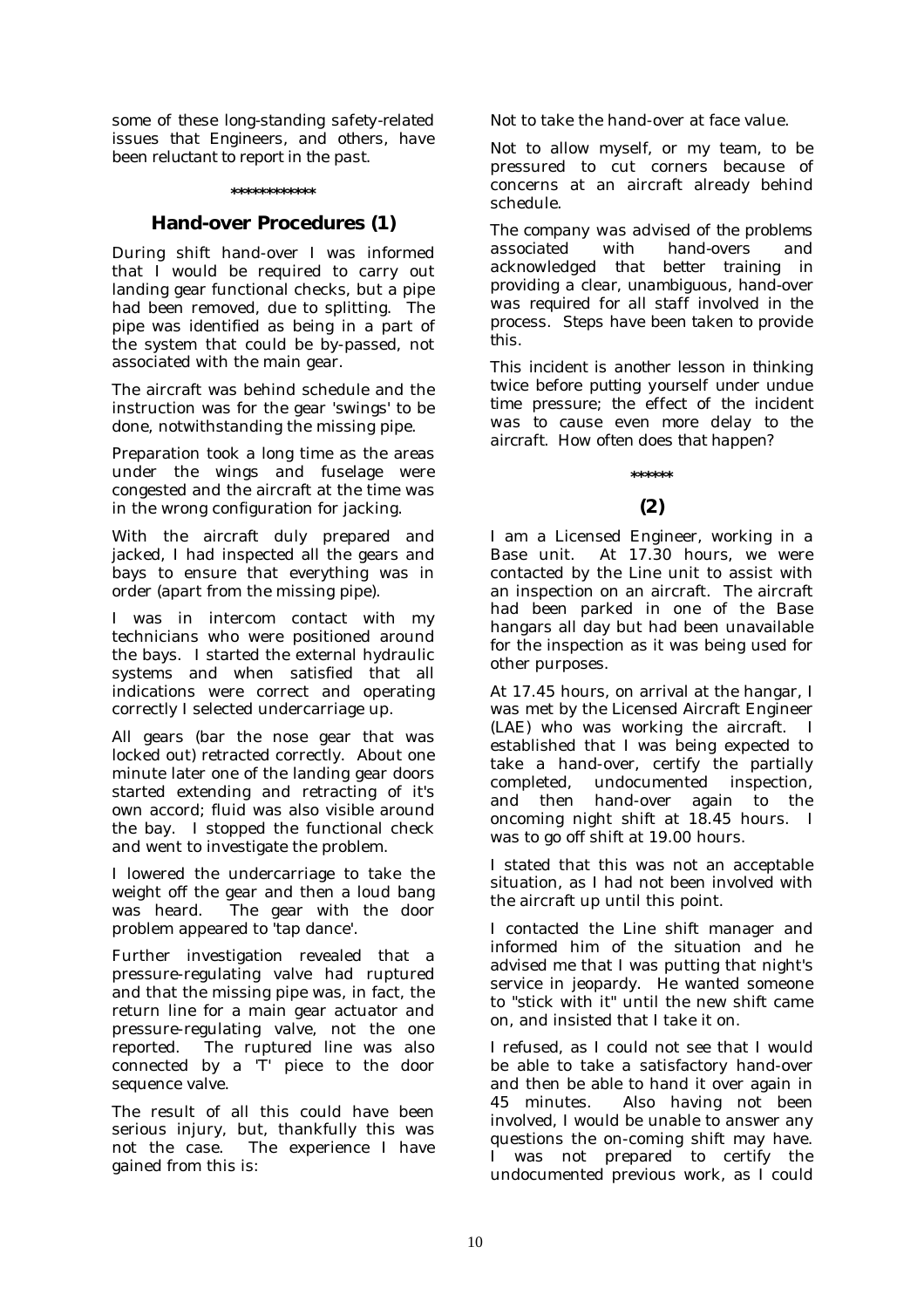some of these long-standing safety-related issues that Engineers, and others, have been reluctant to report in the past.

\*\*\*\*\*\*\*\*\*\*\*\*

## Hand-over Procedures (1)

During shift hand-over I was informed that I would be required to carry out landing gear functional checks, but a pipe had been removed, due to splitting. The pipe was identified as being in a part of the system that could be by-passed, not associated with the main gear.

The aircraft was behind schedule and the instruction was for the gear 'swings' to be done, notwithstanding the missing pipe.

Preparation took a long time as the areas under the wings and fuselage were congested and the aircraft at the time was in the wrong configuration for jacking.

With the aircraft duly prepared and jacked, I had inspected all the gears and bays to ensure that everything was in order (apart from the missing pipe).

I was in intercom contact with my technicians who were positioned around the bays. I started the external hydraulic systems and when satisfied that all indications were correct and operating correctly I selected undercarriage up.

All gears (bar the nose gear that was locked out) retracted correctly. About one minute later one of the landing gear doors started extending and retracting of it's own accord; fluid was also visible around the bay. I stopped the functional check and went to investigate the problem.

I lowered the undercarriage to take the weight off the gear and then a loud bang was heard. The gear with the door problem appeared to 'tap dance'.

Further investigation revealed that a pressure-regulating valve had ruptured and that the missing pipe was, in fact, the return line for a main gear actuator and pressure-regulating valve, not the one reported. The ruptured line was also connected by a 'T' piece to the door sequence valve.

The result of all this could have been serious injury, but, thankfully this was not the case. The experience I have gained from this is:

Not to take the hand-over at face value.

Not to allow myself, or my team, to be pressured to cut corners because of concerns at an aircraft already behind schedule.

The company was advised of the problems associated with hand-overs and acknowledged that better training in providing a clear, unambiguous, hand-over was required for all staff involved in the process. Steps have been taken to provide this.

This incident is another lesson in thinking twice before putting yourself under undue time pressure; the effect of the incident was to cause even more delay to the aircraft. How often does that happen?

\*\*\*\*\*\*

## (2)

I am a Licensed Engineer, working in a Base unit. At 17.30 hours, we were contacted by the Line unit to assist with an inspection on an aircraft. The aircraft had been parked in one of the Base hangars all day but had been unavailable for the inspection as it was being used for other purposes.

At 17.45 hours, on arrival at the hangar, I was met by the Licensed Aircraft Engineer (LAE) who was working the aircraft. I established that I was being expected to take a hand-over, certify the partially completed, undocumented inspection, and then hand-over again to the oncoming night shift at 18.45 hours. I was to go off shift at 19.00 hours.

I stated that this was not an acceptable situation, as I had not been involved with the aircraft up until this point.

I contacted the Line shift manager and informed him of the situation and he advised me that I was putting that night's service in jeopardy. He wanted someone to "stick with it" until the new shift came on, and insisted that I take it on.

I refused, as I could not see that I would be able to take a satisfactory hand-over and then be able to hand it over again in 45 minutes. Also having not been involved, I would be unable to answer any questions the on-coming shift may have. I was not prepared to certify the undocumented previous work, as I could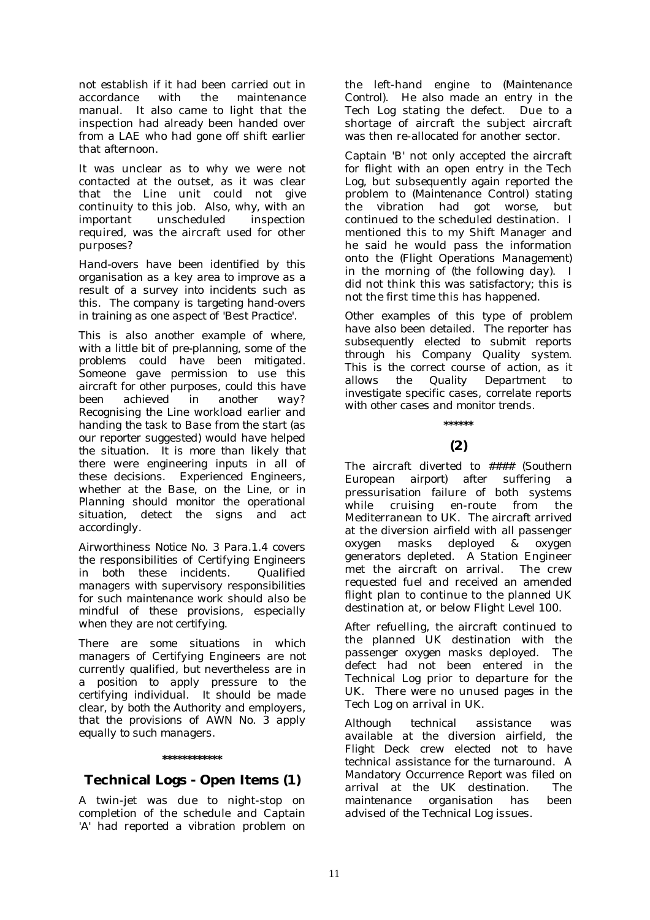not establish if it had been carried out in accordance with the maintenance manual. It also came to light that the inspection had already been handed over from a LAE who had gone off shift earlier that afternoon.

It was unclear as to why we were not contacted at the outset, as it was clear that the Line unit could not give continuity to this job. Also, why, with an important unscheduled inspection required, was the aircraft used for other purposes?

Hand-overs have been identified by this organisation as a key area to improve as a result of a survey into incidents such as this. The company is targeting hand-overs in training as one aspect of 'Best Practice'.

This is also another example of where, with a little bit of pre-planning, some of the problems could have been mitigated. Someone gave permission to use this aircraft for other purposes, could this have been achieved in another way? Recognising the Line workload earlier and handing the task to Base from the start (as our reporter suggested) would have helped the situation. It is more than likely that there were engineering inputs in all of these decisions. Experienced Engineers, whether at the Base, on the Line, or in Planning should monitor the operational situation, detect the signs and act accordingly.

Airworthiness Notice No. 3 Para.1.4 covers the responsibilities of Certifying Engineers in both these incidents. Qualified managers with supervisory responsibilities for such maintenance work should also be mindful of these provisions, especially when they are not certifying.

There are some situations in which managers of Certifying Engineers are not currently qualified, but nevertheless are in a position to apply pressure to the certifying individual. It should be made clear, by both the Authority and employers, that the provisions of AWN No. 3 apply equally to such managers.

************

## Technical Logs - Open Items (1)

A twin-jet was due to night-stop on completion of the schedule and Captain 'A' had reported a vibration problem on the left-hand engine to (Maintenance Control). He also made an entry in the Tech Log stating the defect. Due to a shortage of aircraft the subject aircraft was then re-allocated for another sector.

Captain 'B' not only accepted the aircraft for flight with an open entry in the Tech Log, but subsequently again reported the problem to (Maintenance Control) stating the vibration had got worse, but continued to the scheduled destination. I mentioned this to my Shift Manager and he said he would pass the information onto the (Flight Operations Management) in the morning of (the following day). I did not think this was satisfactory; this is not the first time this has happened.

Other examples of this type of problem have also been detailed. The reporter has subsequently elected to submit reports through his Company Quality system. This is the correct course of action, as it allows the Quality Department to investigate specific cases, correlate reports with other cases and monitor trends.

******

## (2)

The aircraft diverted to #### (Southern European airport) after suffering a pressurisation failure of both systems while cruising en-route from the Mediterranean to UK. The aircraft arrived at the diversion airfield with all passenger oxygen masks deployed & oxygen generators depleted. A Station Engineer met the aircraft on arrival. The crew requested fuel and received an amended flight plan to continue to the planned UK destination at, or below Flight Level 100.

After refuelling, the aircraft continued to the planned UK destination with the passenger oxygen masks deployed. The defect had not been entered in the Technical Log prior to departure for the UK. There were no unused pages in the Tech Log on arrival in UK.

Although technical assistance was available at the diversion airfield, the Flight Deck crew elected not to have technical assistance for the turnaround. A Mandatory Occurrence Report was filed on arrival at the UK destination. The maintenance organisation has been advised of the Technical Log issues.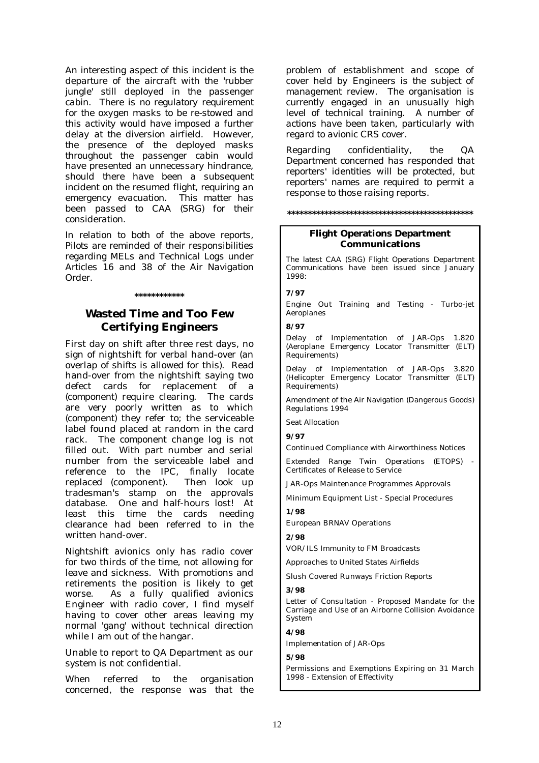An interesting aspect of this incident is the departure of the aircraft with the 'rubber jungle' still deployed in the passenger cabin. There is no regulatory requirement for the oxygen masks to be re-stowed and this activity would have imposed a further delay at the diversion airfield. However, the presence of the deployed masks throughout the passenger cabin would have presented an unnecessary hindrance, should there have been a subsequent incident on the resumed flight, requiring an emergency evacuation. This matter has been passed to CAA (SRG) for their consideration.

In relation to both of the above reports, Pilots are reminded of their responsibilities regarding MELs and Technical Logs under Articles 16 and 38 of the Air Navigation Order.

************

## Wasted Time and Too Few Certifying Engineers

First day on shift after three rest days, no sign of nightshift for verbal hand-over (an overlap of shifts is allowed for this). Read hand-over from the nightshift saying two defect cards for replacement of a (component) require clearing. The cards are very poorly written as to which (component) they refer to; the serviceable label found placed at random in the card rack. The component change log is not filled out. With part number and serial number from the serviceable label and reference to the IPC, finally locate replaced (component). Then look up tradesman's stamp on the approvals database. One and half-hours lost! At least this time the cards needing clearance had been referred to in the written hand-over.

Nightshift avionics only has radio cover for two thirds of the time, not allowing for leave and sickness. With promotions and retirements the position is likely to get worse. As a fully qualified avionics Engineer with radio cover, I find myself having to cover other areas leaving my normal 'gang' without technical direction while I am out of the hangar.

Unable to report to QA Department as our system is not confidential.

When referred to the organisation concerned, the response was that the problem of establishment and scope of cover held by Engineers is the subject of management review. The organisation is currently engaged in an unusually high level of technical training. A number of actions have been taken, particularly with regard to avionic CRS cover.

Regarding confidentiality, the QA Department concerned has responded that reporters' identities will be protected, but reporters' names are required to permit a response to those raising reports.

*********************************************

### Flight Operations Department Communications

The latest CAA (SRG) Flight Operations Department Communications have been issued since January 1998:

**7/97**

Engine Out Training and Testing - Turbo-jet Aeroplanes

**8/97**

Delay of Implementation of JAR-Ops 1.820 (Aeroplane Emergency Locator Transmitter (ELT) Requirements)

Delay of Implementation of JAR-Ops 3.820 (Helicopter Emergency Locator Transmitter (ELT) Requirements)

Amendment of the Air Navigation (Dangerous Goods) Regulations 1994

Seat Allocation

**9/97**

Continued Compliance with Airworthiness Notices

Extended Range Twin Operations (ETOPS) - Certificates of Release to Service

JAR-Ops Maintenance Programmes Approvals

Minimum Equipment List - Special Procedures

**1/98**

European BRNAV Operations

**2/98**

VOR/ILS Immunity to FM Broadcasts

Approaches to United States Airfields

Slush Covered Runways Friction Reports

**3/98**

Letter of Consultation - Proposed Mandate for the Carriage and Use of an Airborne Collision Avoidance System

**4/98**

Implementation of JAR-Ops

**5/98**

Permissions and Exemptions Expiring on 31 March 1998 - Extension of Effectivity